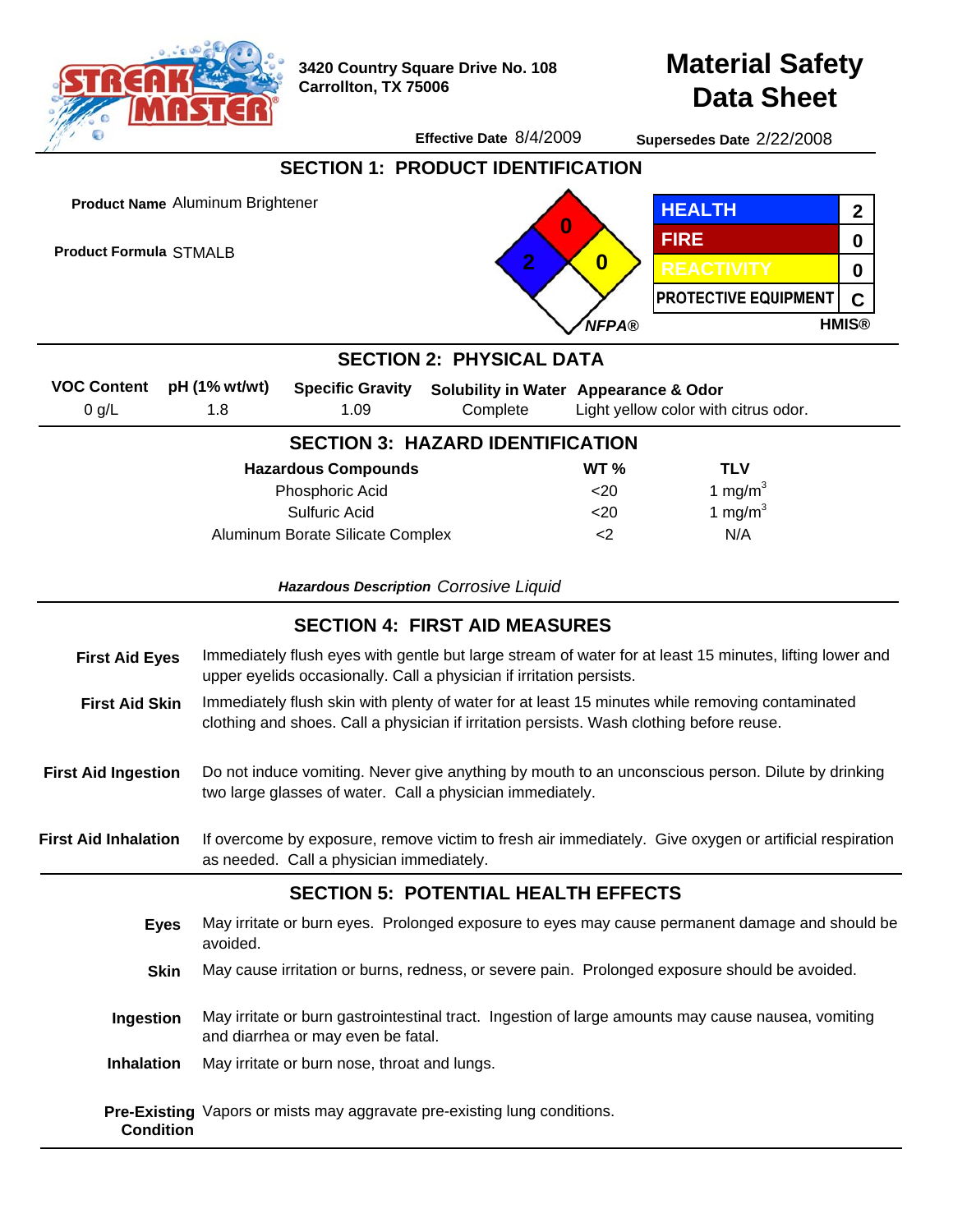STREAK MASTER®

3420 Country Square Drive No. 108
Carrollton, TX 75006

# Material Safety Data Sheet

**Effective Date** 8/4/2009 **Supersedes Date** 2/22/2008

## SECTION 1: PRODUCT IDENTIFICATION

**Product Name** Aluminum Brightener

**Product Formula** STMALB

NFPA®: Fire 0, Health 2, Reactivity 0

| HMIS® | |
|---|---|
| HEALTH | 2 |
| FIRE | 0 |
| REACTIVITY | 0 |
| PROTECTIVE EQUIPMENT | C |

## SECTION 2: PHYSICAL DATA

| VOC Content | pH (1% wt/wt) | Specific Gravity | Solubility in Water | Appearance & Odor |
|---|---|---|---|---|
| 0 g/L | 1.8 | 1.09 | Complete | Light yellow color with citrus odor. |

## SECTION 3: HAZARD IDENTIFICATION

| Hazardous Compounds | WT % | TLV |
|---|---|---|
| Phosphoric Acid | <20 | 1 $mg/m^3$ |
| Sulfuric Acid | <20 | 1 $mg/m^3$ |
| Aluminum Borate Silicate Complex | <2 | N/A |

***Hazardous Description*** *Corrosive Liquid*

## SECTION 4: FIRST AID MEASURES

**First Aid Eyes** Immediately flush eyes with gentle but large stream of water for at least 15 minutes, lifting lower and upper eyelids occasionally. Call a physician if irritation persists.

**First Aid Skin** Immediately flush skin with plenty of water for at least 15 minutes while removing contaminated clothing and shoes. Call a physician if irritation persists. Wash clothing before reuse.

**First Aid Ingestion** Do not induce vomiting. Never give anything by mouth to an unconscious person. Dilute by drinking two large glasses of water. Call a physician immediately.

**First Aid Inhalation** If overcome by exposure, remove victim to fresh air immediately. Give oxygen or artificial respiration as needed. Call a physician immediately.

## SECTION 5: POTENTIAL HEALTH EFFECTS

**Eyes** May irritate or burn eyes. Prolonged exposure to eyes may cause permanent damage and should be avoided.

**Skin** May cause irritation or burns, redness, or severe pain. Prolonged exposure should be avoided.

**Ingestion** May irritate or burn gastrointestinal tract. Ingestion of large amounts may cause nausea, vomiting and diarrhea or may even be fatal.

**Inhalation** May irritate or burn nose, throat and lungs.

**Pre-Existing Condition** Vapors or mists may aggravate pre-existing lung conditions.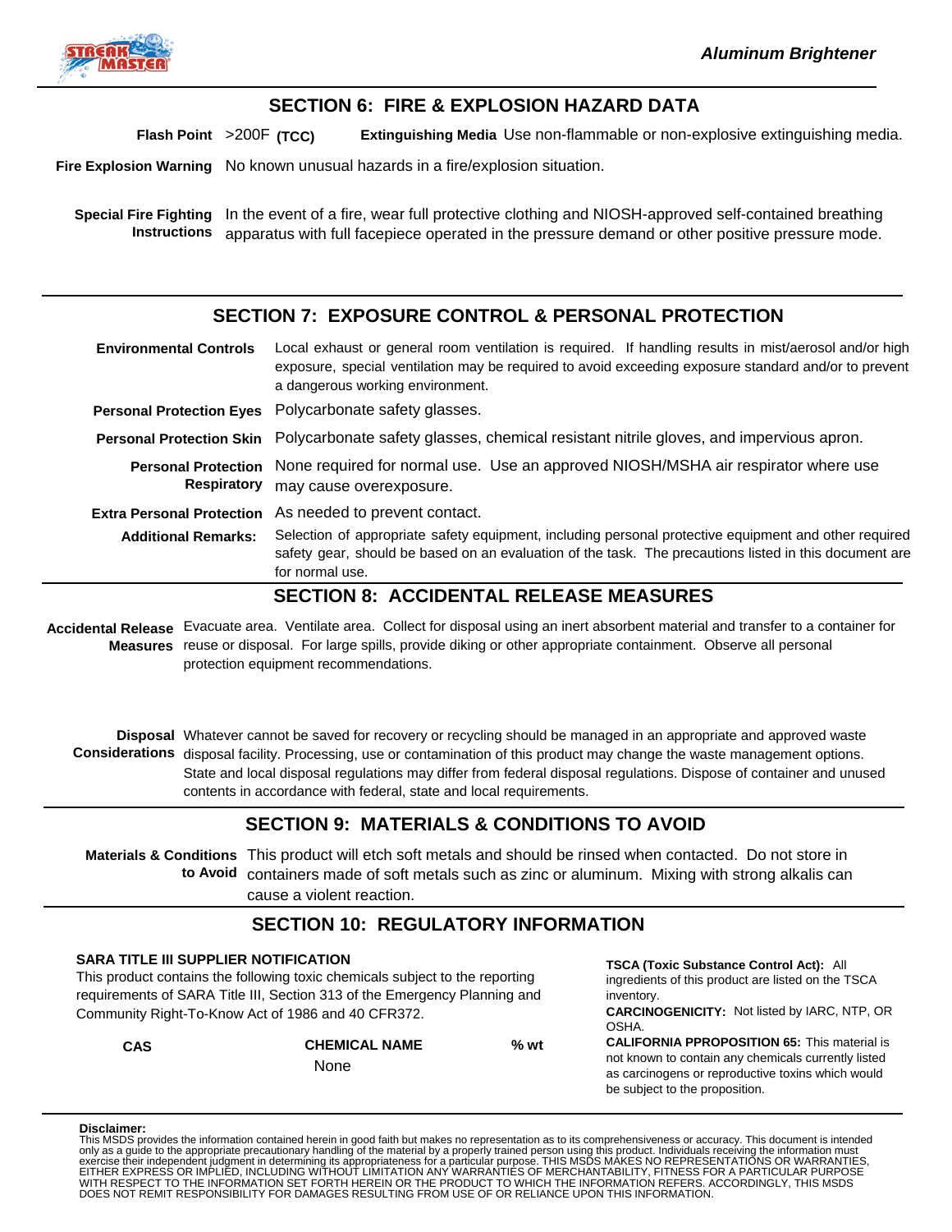## SECTION 6: FIRE & EXPLOSION HAZARD DATA

**Flash Point** >200F **(TCC)**

**Extinguishing Media** Use non-flammable or non-explosive extinguishing media.

**Fire Explosion Warning** No known unusual hazards in a fire/explosion situation.

**Special Fire Fighting Instructions** In the event of a fire, wear full protective clothing and NIOSH-approved self-contained breathing apparatus with full facepiece operated in the pressure demand or other positive pressure mode.

## SECTION 7: EXPOSURE CONTROL & PERSONAL PROTECTION

**Environmental Controls** Local exhaust or general room ventilation is required. If handling results in mist/aerosol and/or high exposure, special ventilation may be required to avoid exceeding exposure standard and/or to prevent a dangerous working environment.

**Personal Protection Eyes** Polycarbonate safety glasses.

**Personal Protection Skin** Polycarbonate safety glasses, chemical resistant nitrile gloves, and impervious apron.

**Personal Protection Respiratory** None required for normal use. Use an approved NIOSH/MSHA air respirator where use may cause overexposure.

**Extra Personal Protection** As needed to prevent contact.

**Additional Remarks:** Selection of appropriate safety equipment, including personal protective equipment and other required safety gear, should be based on an evaluation of the task. The precautions listed in this document are for normal use.

## SECTION 8: ACCIDENTAL RELEASE MEASURES

**Accidental Release Measures** Evacuate area. Ventilate area. Collect for disposal using an inert absorbent material and transfer to a container for reuse or disposal. For large spills, provide diking or other appropriate containment. Observe all personal protection equipment recommendations.

**Disposal Considerations** Whatever cannot be saved for recovery or recycling should be managed in an appropriate and approved waste disposal facility. Processing, use or contamination of this product may change the waste management options. State and local disposal regulations may differ from federal disposal regulations. Dispose of container and unused contents in accordance with federal, state and local requirements.

## SECTION 9: MATERIALS & CONDITIONS TO AVOID

**Materials & Conditions to Avoid** This product will etch soft metals and should be rinsed when contacted. Do not store in containers made of soft metals such as zinc or aluminum. Mixing with strong alkalis can cause a violent reaction.

## SECTION 10: REGULATORY INFORMATION

**SARA TITLE III SUPPLIER NOTIFICATION**

This product contains the following toxic chemicals subject to the reporting requirements of SARA Title III, Section 313 of the Emergency Planning and Community Right-To-Know Act of 1986 and 40 CFR372.

| CAS | CHEMICAL NAME | % wt |
|---|---|---|
| | None | |

**TSCA (Toxic Substance Control Act):** All ingredients of this product are listed on the TSCA inventory.

**CARCINOGENICITY:** Not listed by IARC, NTP, OR OSHA.

**CALIFORNIA PPROPOSITION 65:** This material is not known to contain any chemicals currently listed as carcinogens or reproductive toxins which would be subject to the proposition.

**Disclaimer:**

This MSDS provides the information contained herein in good faith but makes no representation as to its comprehensiveness or accuracy. This document is intended only as a guide to the appropriate precautionary handling of the material by a properly trained person using this product. Individuals receiving the information must exercise their independent judgment in determining its appropriateness for a particular purpose. THIS MSDS MAKES NO REPRESENTATIONS OR WARRANTIES, EITHER EXPRESS OR IMPLIED, INCLUDING WITHOUT LIMITATION ANY WARRANTIES OF MERCHANTABILITY, FITNESS FOR A PARTICULAR PURPOSE WITH RESPECT TO THE INFORMATION SET FORTH HEREIN OR THE PRODUCT TO WHICH THE INFORMATION REFERS. ACCORDINGLY, THIS MSDS DOES NOT REMIT RESPONSIBILITY FOR DAMAGES RESULTING FROM USE OF OR RELIANCE UPON THIS INFORMATION.